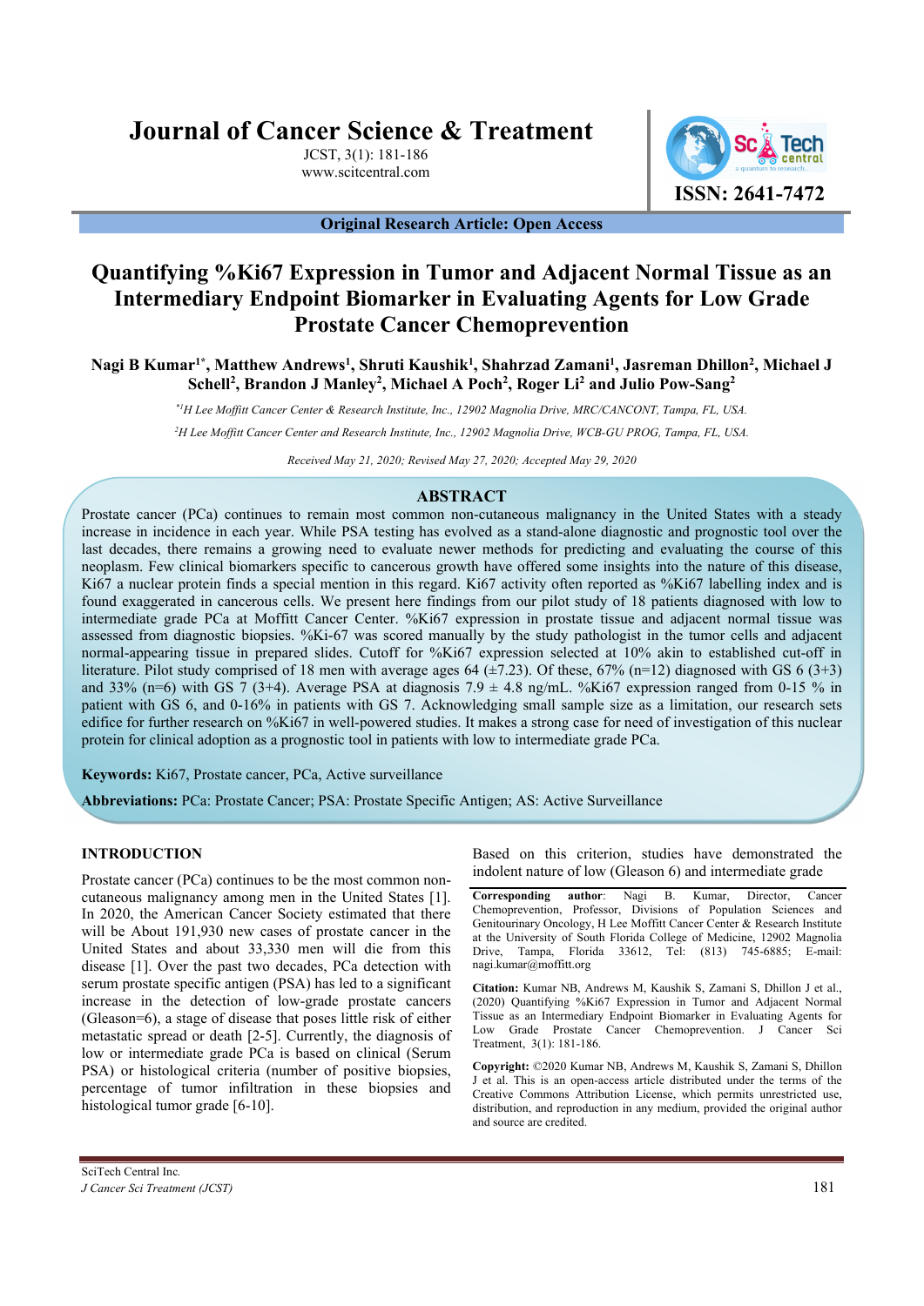Original Research Article: Open Access

# Quantifying %Ki67 Expression in Tumor and Adjacent Normal Tissue as an Intermediary Endpoint Biomarker in Evaluating Agents for Low Grade Prostate Cancer Chemoprevention

**Nagi B Kumar[1*], Matthew Andrews[1], Shruti Kaushik[1], Shahrzad Zamani[1], Jasreman Dhillon[2], Michael J Schell[2], Brandon J Manley[2], Michael A Poch[2], Roger Li[2] and Julio Pow-Sang[2]**

*[*1]H Lee Moffitt Cancer Center & Research Institute, Inc., 12902 Magnolia Drive, MRC/CANCONT, Tampa, FL, USA.*

*[2]H Lee Moffitt Cancer Center and Research Institute, Inc., 12902 Magnolia Drive, WCB-GU PROG, Tampa, FL, USA.*

*Received May 21, 2020; Revised May 27, 2020; Accepted May 29, 2020*

## ABSTRACT

Prostate cancer (PCa) continues to remain most common non-cutaneous malignancy in the United States with a steady increase in incidence in each year. While PSA testing has evolved as a stand-alone diagnostic and prognostic tool over the last decades, there remains a growing need to evaluate newer methods for predicting and evaluating the course of this neoplasm. Few clinical biomarkers specific to cancerous growth have offered some insights into the nature of this disease, Ki67 a nuclear protein finds a special mention in this regard. Ki67 activity often reported as %Ki67 labelling index and is found exaggerated in cancerous cells. We present here findings from our pilot study of 18 patients diagnosed with low to intermediate grade PCa at Moffitt Cancer Center. %Ki67 expression in prostate tissue and adjacent normal tissue was assessed from diagnostic biopsies. %Ki-67 was scored manually by the study pathologist in the tumor cells and adjacent normal-appearing tissue in prepared slides. Cutoff for %Ki67 expression selected at 10% akin to established cut-off in literature. Pilot study comprised of 18 men with average ages 64 (±7.23). Of these, 67% (n=12) diagnosed with GS 6 (3+3) and 33% (n=6) with GS 7 (3+4). Average PSA at diagnosis 7.9 ± 4.8 ng/mL. %Ki67 expression ranged from 0-15 % in patient with GS 6, and 0-16% in patients with GS 7. Acknowledging small sample size as a limitation, our research sets edifice for further research on %Ki67 in well-powered studies. It makes a strong case for need of investigation of this nuclear protein for clinical adoption as a prognostic tool in patients with low to intermediate grade PCa.

**Keywords:** Ki67, Prostate cancer, PCa, Active surveillance

**Abbreviations:** PCa: Prostate Cancer; PSA: Prostate Specific Antigen; AS: Active Surveillance

## INTRODUCTION

Prostate cancer (PCa) continues to be the most common non-cutaneous malignancy among men in the United States [1]. In 2020, the American Cancer Society estimated that there will be About 191,930 new cases of prostate cancer in the United States and about 33,330 men will die from this disease [1]. Over the past two decades, PCa detection with serum prostate specific antigen (PSA) has led to a significant increase in the detection of low-grade prostate cancers (Gleason=6), a stage of disease that poses little risk of either metastatic spread or death [2-5]. Currently, the diagnosis of low or intermediate grade PCa is based on clinical (Serum PSA) or histological criteria (number of positive biopsies, percentage of tumor infiltration in these biopsies and histological tumor grade [6-10].

Based on this criterion, studies have demonstrated the indolent nature of low (Gleason 6) and intermediate grade

**Corresponding author**: Nagi B. Kumar, Director, Cancer Chemoprevention, Professor, Divisions of Population Sciences and Genitourinary Oncology, H Lee Moffitt Cancer Center & Research Institute at the University of South Florida College of Medicine, 12902 Magnolia Drive, Tampa, Florida 33612, Tel: (813) 745-6885; E-mail: nagi.kumar@moffitt.org

**Citation:** Kumar NB, Andrews M, Kaushik S, Zamani S, Dhillon J et al., (2020) Quantifying %Ki67 Expression in Tumor and Adjacent Normal Tissue as an Intermediary Endpoint Biomarker in Evaluating Agents for Low Grade Prostate Cancer Chemoprevention. J Cancer Sci Treatment, 3(1): 181-186.

**Copyright:** ©2020 Kumar NB, Andrews M, Kaushik S, Zamani S, Dhillon J et al. This is an open-access article distributed under the terms of the Creative Commons Attribution License, which permits unrestricted use, distribution, and reproduction in any medium, provided the original author and source are credited.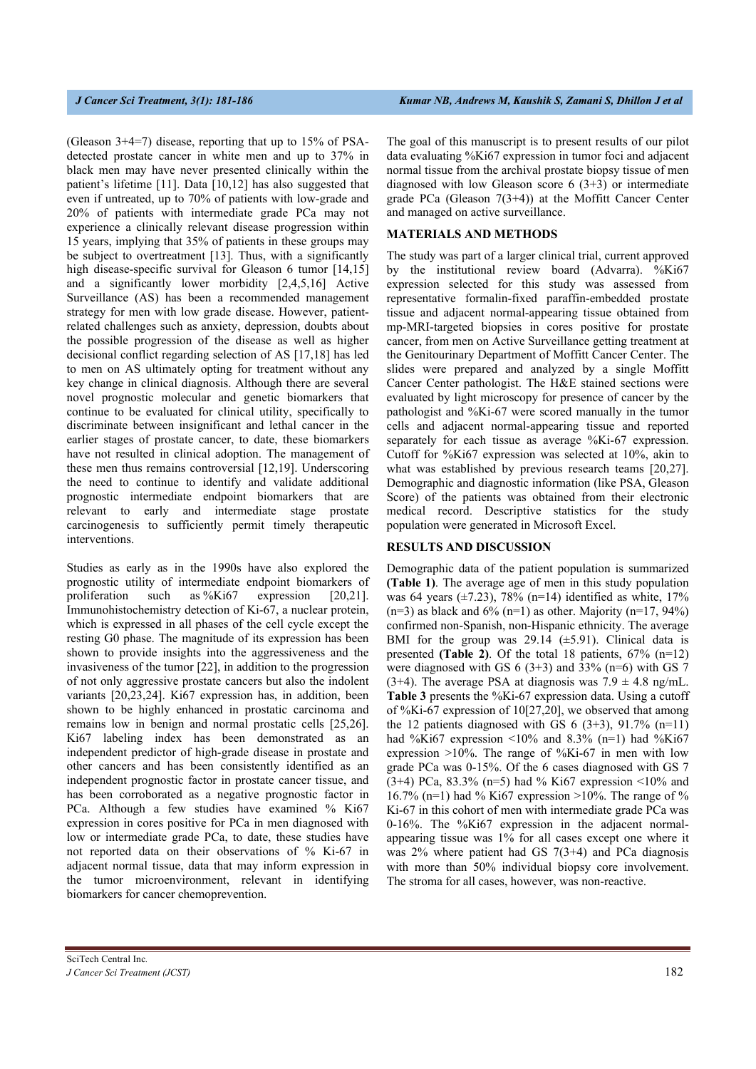(Gleason 3+4=7) disease, reporting that up to 15% of PSA-detected prostate cancer in white men and up to 37% in black men may have never presented clinically within the patient's lifetime [11]. Data [10,12] has also suggested that even if untreated, up to 70% of patients with low-grade and 20% of patients with intermediate grade PCa may not experience a clinically relevant disease progression within 15 years, implying that 35% of patients in these groups may be subject to overtreatment [13]. Thus, with a significantly high disease-specific survival for Gleason 6 tumor [14,15] and a significantly lower morbidity [2,4,5,16] Active Surveillance (AS) has been a recommended management strategy for men with low grade disease. However, patient-related challenges such as anxiety, depression, doubts about the possible progression of the disease as well as higher decisional conflict regarding selection of AS [17,18] has led to men on AS ultimately opting for treatment without any key change in clinical diagnosis. Although there are several novel prognostic molecular and genetic biomarkers that continue to be evaluated for clinical utility, specifically to discriminate between insignificant and lethal cancer in the earlier stages of prostate cancer, to date, these biomarkers have not resulted in clinical adoption. The management of these men thus remains controversial [12,19]. Underscoring the need to continue to identify and validate additional prognostic intermediate endpoint biomarkers that are relevant to early and intermediate stage prostate carcinogenesis to sufficiently permit timely therapeutic interventions.

Studies as early as in the 1990s have also explored the prognostic utility of intermediate endpoint biomarkers of proliferation such as %Ki67 expression [20,21]. Immunohistochemistry detection of Ki-67, a nuclear protein, which is expressed in all phases of the cell cycle except the resting G0 phase. The magnitude of its expression has been shown to provide insights into the aggressiveness and the invasiveness of the tumor [22], in addition to the progression of not only aggressive prostate cancers but also the indolent variants [20,23,24]. Ki67 expression has, in addition, been shown to be highly enhanced in prostatic carcinoma and remains low in benign and normal prostatic cells [25,26]. Ki67 labeling index has been demonstrated as an independent predictor of high-grade disease in prostate and other cancers and has been consistently identified as an independent prognostic factor in prostate cancer tissue, and has been corroborated as a negative prognostic factor in PCa. Although a few studies have examined % Ki67 expression in cores positive for PCa in men diagnosed with low or intermediate grade PCa, to date, these studies have not reported data on their observations of % Ki-67 in adjacent normal tissue, data that may inform expression in the tumor microenvironment, relevant in identifying biomarkers for cancer chemoprevention.

The goal of this manuscript is to present results of our pilot data evaluating %Ki67 expression in tumor foci and adjacent normal tissue from the archival prostate biopsy tissue of men diagnosed with low Gleason score 6 (3+3) or intermediate grade PCa (Gleason 7(3+4)) at the Moffitt Cancer Center and managed on active surveillance.

## MATERIALS AND METHODS

The study was part of a larger clinical trial, current approved by the institutional review board (Advarra). %Ki67 expression selected for this study was assessed from representative formalin-fixed paraffin-embedded prostate tissue and adjacent normal-appearing tissue obtained from mp-MRI-targeted biopsies in cores positive for prostate cancer, from men on Active Surveillance getting treatment at the Genitourinary Department of Moffitt Cancer Center. The slides were prepared and analyzed by a single Moffitt Cancer Center pathologist. The H&E stained sections were evaluated by light microscopy for presence of cancer by the pathologist and %Ki-67 were scored manually in the tumor cells and adjacent normal-appearing tissue and reported separately for each tissue as average %Ki-67 expression. Cutoff for %Ki67 expression was selected at 10%, akin to what was established by previous research teams [20,27]. Demographic and diagnostic information (like PSA, Gleason Score) of the patients was obtained from their electronic medical record. Descriptive statistics for the study population were generated in Microsoft Excel.

## RESULTS AND DISCUSSION

Demographic data of the patient population is summarized **(Table 1)**. The average age of men in this study population was 64 years (±7.23), 78% (n=14) identified as white, 17% (n=3) as black and 6% (n=1) as other. Majority (n=17, 94%) confirmed non-Spanish, non-Hispanic ethnicity. The average BMI for the group was 29.14 (±5.91). Clinical data is presented **(Table 2)**. Of the total 18 patients, 67% (n=12) were diagnosed with GS 6 (3+3) and 33% (n=6) with GS 7 (3+4). The average PSA at diagnosis was 7.9 ± 4.8 ng/mL. **Table 3** presents the %Ki-67 expression data. Using a cutoff of %Ki-67 expression of 10[27,20], we observed that among the 12 patients diagnosed with GS 6 (3+3), 91.7% (n=11) had %Ki67 expression <10% and 8.3% (n=1) had %Ki67 expression >10%. The range of %Ki-67 in men with low grade PCa was 0-15%. Of the 6 cases diagnosed with GS 7 (3+4) PCa, 83.3% (n=5) had % Ki67 expression <10% and 16.7% (n=1) had % Ki67 expression >10%. The range of % Ki-67 in this cohort of men with intermediate grade PCa was 0-16%. The %Ki67 expression in the adjacent normal-appearing tissue was 1% for all cases except one where it was 2% where patient had GS 7(3+4) and PCa diagnosis with more than 50% individual biopsy core involvement. The stroma for all cases, however, was non-reactive.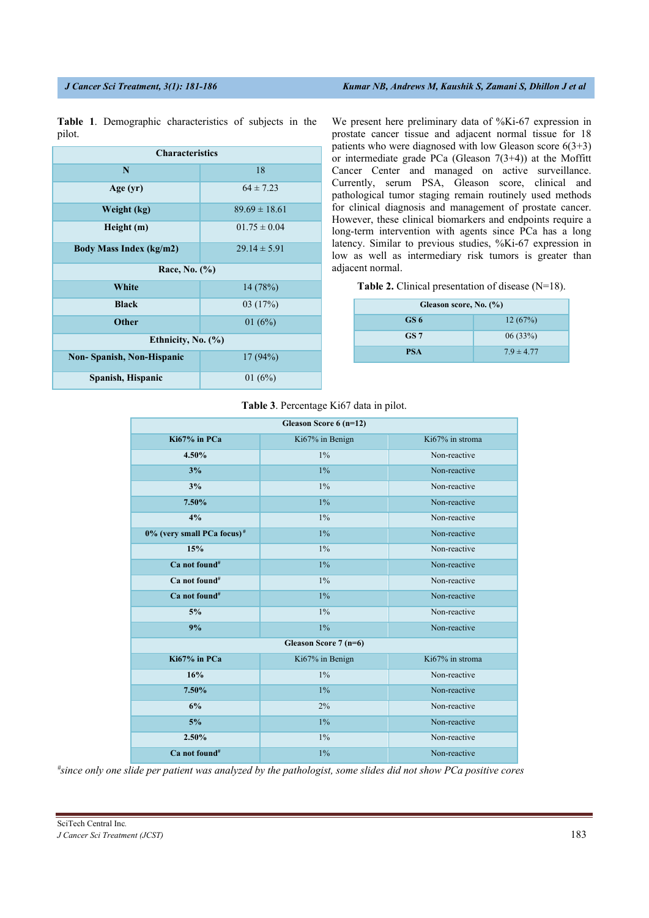**Table 1**. Demographic characteristics of subjects in the pilot.

| Characteristics | |
|---|---|
| N | 18 |
| Age (yr) | 64 ± 7.23 |
| Weight (kg) | 89.69 ± 18.61 |
| Height (m) | 01.75 ± 0.04 |
| Body Mass Index (kg/m2) | 29.14 ± 5.91 |
| Race, No. (%) | |
| White | 14 (78%) |
| Black | 03 (17%) |
| Other | 01 (6%) |
| Ethnicity, No. (%) | |
| Non- Spanish, Non-Hispanic | 17 (94%) |
| Spanish, Hispanic | 01 (6%) |

We present here preliminary data of %Ki-67 expression in prostate cancer tissue and adjacent normal tissue for 18 patients who were diagnosed with low Gleason score 6(3+3) or intermediate grade PCa (Gleason 7(3+4)) at the Moffitt Cancer Center and managed on active surveillance. Currently, serum PSA, Gleason score, clinical and pathological tumor staging remain routinely used methods for clinical diagnosis and management of prostate cancer. However, these clinical biomarkers and endpoints require a long-term intervention with agents since PCa has a long latency. Similar to previous studies, %Ki-67 expression in low as well as intermediary risk tumors is greater than adjacent normal.

**Table 2.** Clinical presentation of disease (N=18).

| Gleason score, No. (%) | |
|---|---|
| GS 6 | 12 (67%) |
| GS 7 | 06 (33%) |
| PSA | 7.9 ± 4.77 |

**Table 3**. Percentage Ki67 data in pilot.

| Gleason Score 6 (n=12) | | |
|---|---|---|
| **Ki67% in PCa** | Ki67% in Benign | Ki67% in stroma |
| **4.50%** | 1% | Non-reactive |
| **3%** | 1% | Non-reactive |
| **3%** | 1% | Non-reactive |
| **7.50%** | 1% | Non-reactive |
| **4%** | 1% | Non-reactive |
| **0% (very small PCa focus)[#]** | 1% | Non-reactive |
| **15%** | 1% | Non-reactive |
| **Ca not found[#]** | 1% | Non-reactive |
| **Ca not found[#]** | 1% | Non-reactive |
| **Ca not found[#]** | 1% | Non-reactive |
| **5%** | 1% | Non-reactive |
| **9%** | 1% | Non-reactive |
| **Gleason Score 7 (n=6)** | | |
| **Ki67% in PCa** | Ki67% in Benign | Ki67% in stroma |
| **16%** | 1% | Non-reactive |
| **7.50%** | 1% | Non-reactive |
| **6%** | 2% | Non-reactive |
| **5%** | 1% | Non-reactive |
| **2.50%** | 1% | Non-reactive |
| **Ca not found[#]** | 1% | Non-reactive |

*[#]since only one slide per patient was analyzed by the pathologist, some slides did not show PCa positive cores*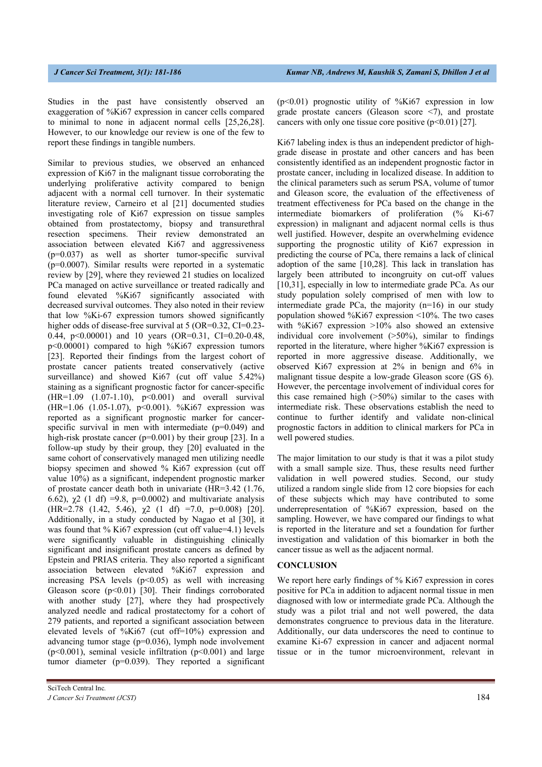Studies in the past have consistently observed an exaggeration of %Ki67 expression in cancer cells compared to minimal to none in adjacent normal cells [25,26,28]. However, to our knowledge our review is one of the few to report these findings in tangible numbers.

Similar to previous studies, we observed an enhanced expression of Ki67 in the malignant tissue corroborating the underlying proliferative activity compared to benign adjacent with a normal cell turnover. In their systematic literature review, Carneiro et al [21] documented studies investigating role of Ki67 expression on tissue samples obtained from prostatectomy, biopsy and transurethral resection specimens. Their review demonstrated an association between elevated Ki67 and aggressiveness ($p=0.037$) as well as shorter tumor-specific survival ($p=0.0007$). Similar results were reported in a systematic review by [29], where they reviewed 21 studies on localized PCa managed on active surveillance or treated radically and found elevated %Ki67 significantly associated with decreased survival outcomes. They also noted in their review that low %Ki-67 expression tumors showed significantly higher odds of disease-free survival at 5 (OR=0.32, CI=0.23-0.44, $p<0.00001$) and 10 years (OR=0.31, CI=0.20-0.48, $p<0.00001$) compared to high %Ki67 expression tumors [23]. Reported their findings from the largest cohort of prostate cancer patients treated conservatively (active surveillance) and showed Ki67 (cut off value 5.42%) staining as a significant prognostic factor for cancer-specific (HR=1.09 (1.07-1.10), $p<0.001$) and overall survival (HR=1.06 (1.05-1.07), $p<0.001$). %Ki67 expression was reported as a significant prognostic marker for cancer-specific survival in men with intermediate ($p=0.049$) and high-risk prostate cancer ($p=0.001$) by their group [23]. In a follow-up study by their group, they [20] evaluated in the same cohort of conservatively managed men utilizing needle biopsy specimen and showed % Ki67 expression (cut off value 10%) as a significant, independent prognostic marker of prostate cancer death both in univariate (HR=3.42 (1.76, 6.62), $\chi^2$ (1 df) =9.8, $p=0.0002$) and multivariate analysis (HR=2.78 (1.42, 5.46), $\chi^2$ (1 df) =7.0, $p=0.008$) [20]. Additionally, in a study conducted by Nagao et al [30], it was found that % Ki67 expression (cut off value=4.1) levels were significantly valuable in distinguishing clinically significant and insignificant prostate cancers as defined by Epstein and PRIAS criteria. They also reported a significant association between elevated %Ki67 expression and increasing PSA levels ($p<0.05$) as well with increasing Gleason score ($p<0.01$) [30]. Their findings corroborated with another study [27], where they had prospectively analyzed needle and radical prostatectomy for a cohort of 279 patients, and reported a significant association between elevated levels of %Ki67 (cut off=10%) expression and advancing tumor stage ($p=0.036$), lymph node involvement ($p<0.001$), seminal vesicle infiltration ($p<0.001$) and large tumor diameter ($p=0.039$). They reported a significant ($p<0.01$) prognostic utility of %Ki67 expression in low grade prostate cancers (Gleason score <7), and prostate cancers with only one tissue core positive ($p<0.01$) [27].

Ki67 labeling index is thus an independent predictor of high-grade disease in prostate and other cancers and has been consistently identified as an independent prognostic factor in prostate cancer, including in localized disease. In addition to the clinical parameters such as serum PSA, volume of tumor and Gleason score, the evaluation of the effectiveness of treatment effectiveness for PCa based on the change in the intermediate biomarkers of proliferation (% Ki-67 expression) in malignant and adjacent normal cells is thus well justified. However, despite an overwhelming evidence supporting the prognostic utility of Ki67 expression in predicting the course of PCa, there remains a lack of clinical adoption of the same [10,28]. This lack in translation has largely been attributed to incongruity on cut-off values [10,31], especially in low to intermediate grade PCa. As our study population solely comprised of men with low to intermediate grade PCa, the majority (n=16) in our study population showed %Ki67 expression <10%. The two cases with %Ki67 expression >10% also showed an extensive individual core involvement (>50%), similar to findings reported in the literature, where higher %Ki67 expression is reported in more aggressive disease. Additionally, we observed Ki67 expression at 2% in benign and 6% in malignant tissue despite a low-grade Gleason score (GS 6). However, the percentage involvement of individual cores for this case remained high (>50%) similar to the cases with intermediate risk. These observations establish the need to continue to further identify and validate non-clinical prognostic factors in addition to clinical markers for PCa in well powered studies.

The major limitation to our study is that it was a pilot study with a small sample size. Thus, these results need further validation in well powered studies. Second, our study utilized a random single slide from 12 core biopsies for each of these subjects which may have contributed to some underrepresentation of %Ki67 expression, based on the sampling. However, we have compared our findings to what is reported in the literature and set a foundation for further investigation and validation of this biomarker in both the cancer tissue as well as the adjacent normal.

## CONCLUSION

We report here early findings of % Ki67 expression in cores positive for PCa in addition to adjacent normal tissue in men diagnosed with low or intermediate grade PCa. Although the study was a pilot trial and not well powered, the data demonstrates congruence to previous data in the literature. Additionally, our data underscores the need to continue to examine Ki-67 expression in cancer and adjacent normal tissue or in the tumor microenvironment, relevant in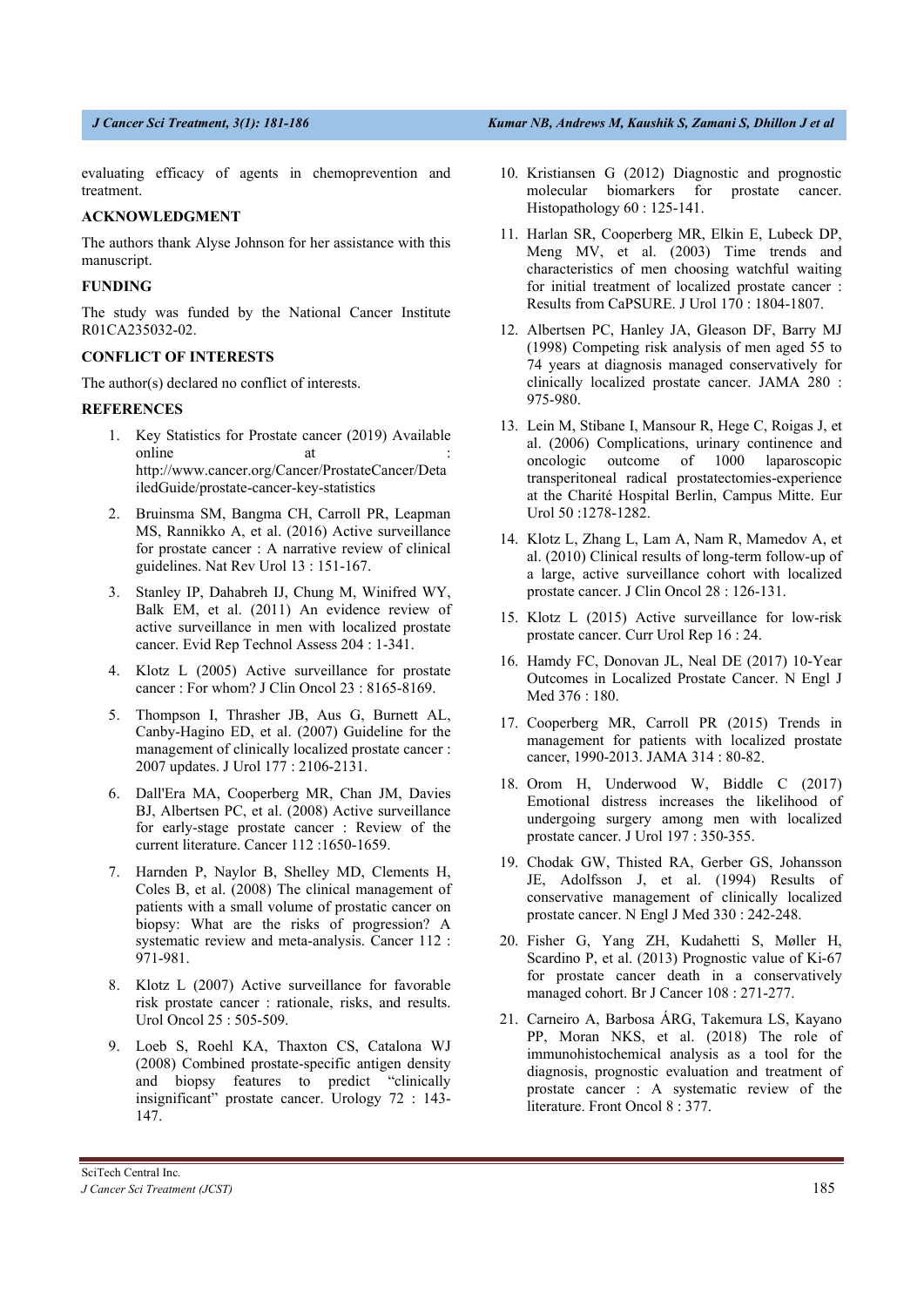evaluating efficacy of agents in chemoprevention and treatment.

## ACKNOWLEDGMENT

The authors thank Alyse Johnson for her assistance with this manuscript.

## FUNDING

The study was funded by the National Cancer Institute R01CA235032-02.

## CONFLICT OF INTERESTS

The author(s) declared no conflict of interests.

## REFERENCES

1. Key Statistics for Prostate cancer (2019) Available online at : http://www.cancer.org/Cancer/ProstateCancer/DetailedGuide/prostate-cancer-key-statistics
2. Bruinsma SM, Bangma CH, Carroll PR, Leapman MS, Rannikko A, et al. (2016) Active surveillance for prostate cancer : A narrative review of clinical guidelines. Nat Rev Urol 13 : 151-167.
3. Stanley IP, Dahabreh IJ, Chung M, Winifred WY, Balk EM, et al. (2011) An evidence review of active surveillance in men with localized prostate cancer. Evid Rep Technol Assess 204 : 1-341.
4. Klotz L (2005) Active surveillance for prostate cancer : For whom? J Clin Oncol 23 : 8165-8169.
5. Thompson I, Thrasher JB, Aus G, Burnett AL, Canby-Hagino ED, et al. (2007) Guideline for the management of clinically localized prostate cancer : 2007 updates. J Urol 177 : 2106-2131.
6. Dall'Era MA, Cooperberg MR, Chan JM, Davies BJ, Albertsen PC, et al. (2008) Active surveillance for early-stage prostate cancer : Review of the current literature. Cancer 112 :1650-1659.
7. Harnden P, Naylor B, Shelley MD, Clements H, Coles B, et al. (2008) The clinical management of patients with a small volume of prostatic cancer on biopsy: What are the risks of progression? A systematic review and meta-analysis. Cancer 112 : 971-981.
8. Klotz L (2007) Active surveillance for favorable risk prostate cancer : rationale, risks, and results. Urol Oncol 25 : 505-509.
9. Loeb S, Roehl KA, Thaxton CS, Catalona WJ (2008) Combined prostate-specific antigen density and biopsy features to predict "clinically insignificant" prostate cancer. Urology 72 : 143-147.
10. Kristiansen G (2012) Diagnostic and prognostic molecular biomarkers for prostate cancer. Histopathology 60 : 125-141.
11. Harlan SR, Cooperberg MR, Elkin E, Lubeck DP, Meng MV, et al. (2003) Time trends and characteristics of men choosing watchful waiting for initial treatment of localized prostate cancer : Results from CaPSURE. J Urol 170 : 1804-1807.
12. Albertsen PC, Hanley JA, Gleason DF, Barry MJ (1998) Competing risk analysis of men aged 55 to 74 years at diagnosis managed conservatively for clinically localized prostate cancer. JAMA 280 : 975-980.
13. Lein M, Stibane I, Mansour R, Hege C, Roigas J, et al. (2006) Complications, urinary continence and oncologic outcome of 1000 laparoscopic transperitoneal radical prostatectomies-experience at the Charité Hospital Berlin, Campus Mitte. Eur Urol 50 :1278-1282.
14. Klotz L, Zhang L, Lam A, Nam R, Mamedov A, et al. (2010) Clinical results of long-term follow-up of a large, active surveillance cohort with localized prostate cancer. J Clin Oncol 28 : 126-131.
15. Klotz L (2015) Active surveillance for low-risk prostate cancer. Curr Urol Rep 16 : 24.
16. Hamdy FC, Donovan JL, Neal DE (2017) 10-Year Outcomes in Localized Prostate Cancer. N Engl J Med 376 : 180.
17. Cooperberg MR, Carroll PR (2015) Trends in management for patients with localized prostate cancer, 1990-2013. JAMA 314 : 80-82.
18. Orom H, Underwood W, Biddle C (2017) Emotional distress increases the likelihood of undergoing surgery among men with localized prostate cancer. J Urol 197 : 350-355.
19. Chodak GW, Thisted RA, Gerber GS, Johansson JE, Adolfsson J, et al. (1994) Results of conservative management of clinically localized prostate cancer. N Engl J Med 330 : 242-248.
20. Fisher G, Yang ZH, Kudahetti S, Møller H, Scardino P, et al. (2013) Prognostic value of Ki-67 for prostate cancer death in a conservatively managed cohort. Br J Cancer 108 : 271-277.
21. Carneiro A, Barbosa ÁRG, Takemura LS, Kayano PP, Moran NKS, et al. (2018) The role of immunohistochemical analysis as a tool for the diagnosis, prognostic evaluation and treatment of prostate cancer : A systematic review of the literature. Front Oncol 8 : 377.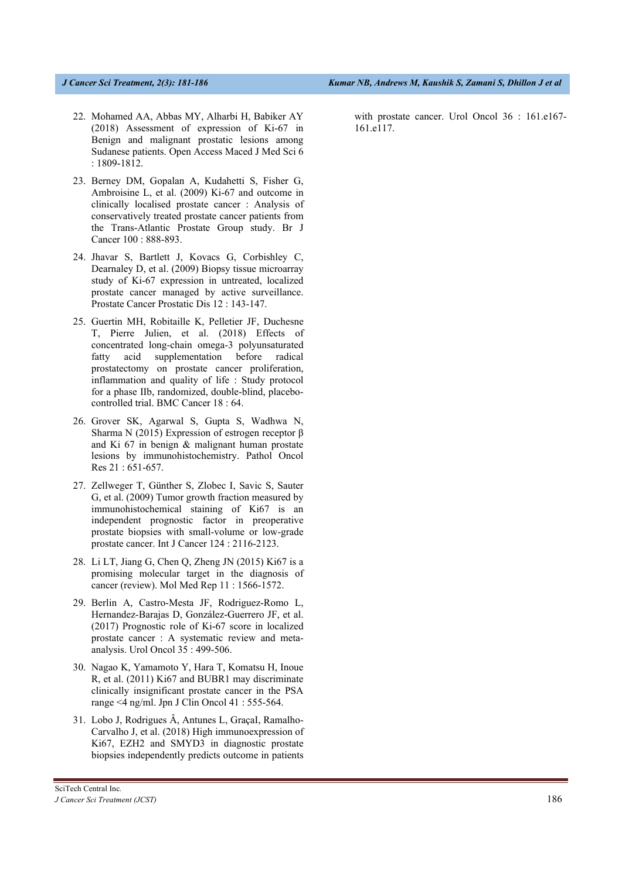22. Mohamed AA, Abbas MY, Alharbi H, Babiker AY (2018) Assessment of expression of Ki-67 in Benign and malignant prostatic lesions among Sudanese patients. Open Access Maced J Med Sci 6 : 1809-1812.

23. Berney DM, Gopalan A, Kudahetti S, Fisher G, Ambroisine L, et al. (2009) Ki-67 and outcome in clinically localised prostate cancer : Analysis of conservatively treated prostate cancer patients from the Trans-Atlantic Prostate Group study. Br J Cancer 100 : 888-893.

24. Jhavar S, Bartlett J, Kovacs G, Corbishley C, Dearnaley D, et al. (2009) Biopsy tissue microarray study of Ki-67 expression in untreated, localized prostate cancer managed by active surveillance. Prostate Cancer Prostatic Dis 12 : 143-147.

25. Guertin MH, Robitaille K, Pelletier JF, Duchesne T, Pierre Julien, et al. (2018) Effects of concentrated long-chain omega-3 polyunsaturated fatty acid supplementation before radical prostatectomy on prostate cancer proliferation, inflammation and quality of life : Study protocol for a phase IIb, randomized, double-blind, placebo-controlled trial. BMC Cancer 18 : 64.

26. Grover SK, Agarwal S, Gupta S, Wadhwa N, Sharma N (2015) Expression of estrogen receptor β and Ki 67 in benign & malignant human prostate lesions by immunohistochemistry. Pathol Oncol Res 21 : 651-657.

27. Zellweger T, Günther S, Zlobec I, Savic S, Sauter G, et al. (2009) Tumor growth fraction measured by immunohistochemical staining of Ki67 is an independent prognostic factor in preoperative prostate biopsies with small-volume or low-grade prostate cancer. Int J Cancer 124 : 2116-2123.

28. Li LT, Jiang G, Chen Q, Zheng JN (2015) Ki67 is a promising molecular target in the diagnosis of cancer (review). Mol Med Rep 11 : 1566-1572.

29. Berlin A, Castro-Mesta JF, Rodriguez-Romo L, Hernandez-Barajas D, González-Guerrero JF, et al. (2017) Prognostic role of Ki-67 score in localized prostate cancer : A systematic review and meta-analysis. Urol Oncol 35 : 499-506.

30. Nagao K, Yamamoto Y, Hara T, Komatsu H, Inoue R, et al. (2011) Ki67 and BUBR1 may discriminate clinically insignificant prostate cancer in the PSA range <4 ng/ml. Jpn J Clin Oncol 41 : 555-564.

31. Lobo J, Rodrigues Â, Antunes L, GraçaI, Ramalho-Carvalho J, et al. (2018) High immunoexpression of Ki67, EZH2 and SMYD3 in diagnostic prostate biopsies independently predicts outcome in patients with prostate cancer. Urol Oncol 36 : 161.e167-161.e117.